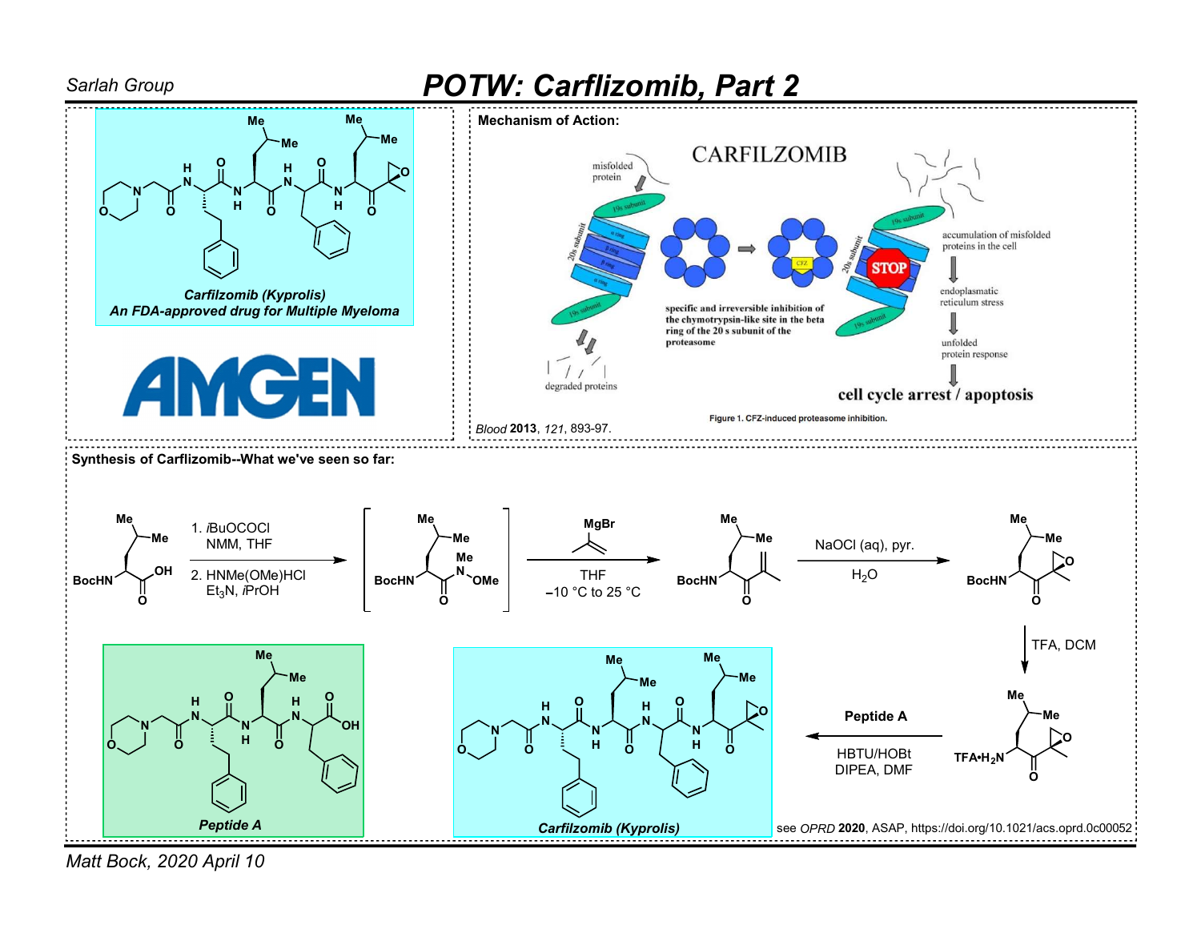Sarlah Group

# POTW: Carflizomib, Part 2

*Carflizomib (Kyprolis)*
*An FDA-approved drug for Multiple Myeloma*

AMGEN

**Mechanism of Action:**

CARFILZOMIB

misfolded protein

19s subunit

20s subunit

α ring

β ring

β ring

α ring

19s subunit

degraded proteins

specific and irreversible inhibition of the chymotrypsin-like site in the beta ring of the 20 s subunit of the proteasome

CFZ

STOP

accumulation of misfolded proteins in the cell

endoplasmatic reticulum stress

unfolded protein response

cell cycle arrest / apoptosis

Figure 1. CFZ-induced proteasome inhibition.

*Blood* **2013**, *121*, 893-97.

**Synthesis of Carflizomib--What we've seen so far:**

1. *i*BuOCOCl, NMM, THF
2. HNMe(OMe)HCl, $Et_3N$, *i*PrOH

MgBr, THF, −10 °C to 25 °C

NaOCl (aq), pyr., $H_2O$

TFA, DCM

$TFA{\bullet}H_2N$

Peptide A, HBTU/HOBt, DIPEA, DMF

*Peptide A*

*Carflizomib (Kyprolis)*

see *OPRD* **2020**, ASAP, https://doi.org/10.1021/acs.oprd.0c00052

Matt Bock, 2020 April 10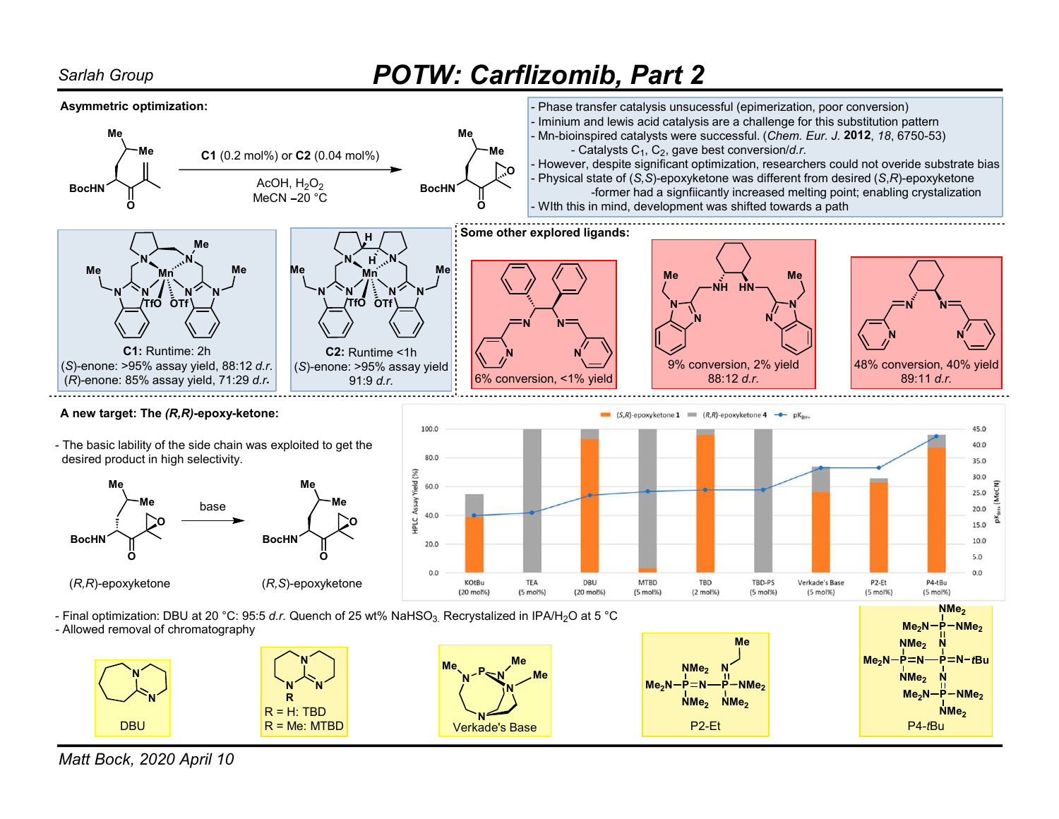# POTW: Carflizomib, Part 2

**Asymmetric optimization:**

C1 (0.2 mol%) or C2 (0.04 mol%)
AcOH, $H_2O_2$
MeCN –20 °C

- Phase transfer catalysis unsuccessful (epimerization, poor conversion)
- Iminium and lewis acid catalysis are a challenge for this substitution pattern
- Mn-bioinspired catalysts were successful. (*Chem. Eur. J.* **2012**, *18*, 6750-53)
  - Catalysts $C_1$, $C_2$, gave best conversion/*d.r.*
- However, despite significant optimization, researchers could not overide substrate bias
- Physical state of (*S*,*S*)-epoxyketone was different from desired (*S*,*R*)-epoxyketone
  - former had a signfiicantly increased melting point; enabling crystalization
- WIth this in mind, development was shifted towards a path

**C1:** Runtime: 2h
(*S*)-enone: >95% assay yield, 88:12 *d.r.*
(*R*)-enone: 85% assay yield, 71:29 *d.r.*

**C2:** Runtime <1h
(*S*)-enone: >95% assay yield
91:9 *d.r.*

**Some other explored ligands:**

- 6% conversion, <1% yield
- 9% conversion, 2% yield, 88:12 *d.r.*
- 48% conversion, 40% yield, 89:11 *d.r.*

**A new target: The *(R,R)*-epoxy-ketone:**

- The basic lability of the side chain was exploited to get the desired product in high selectivity.

(*R*,*R*)-epoxyketone —base→ (*R*,*S*)-epoxyketone

Legend: (*S*,*R*)-epoxyketone 1; (*R*,*R*)-epoxyketone 4; $pK_{BH+}$

Bases (HPLC Assay Yield (%); $pK_{BH+}$ (MeCN)): KOtBu (20 mol%), TEA (5 mol%), DBU (20 mol%), MTBD (5 mol%), TBD (2 mol%), TBD-PS (5 mol%), Verkade's Base (5 mol%), P2-Et (5 mol%), P4-tBu (5 mol%)

- Final optimization: DBU at 20 °C: 95:5 *d.r.* Quench of 25 wt% $NaHSO_3$. Recrystalized in IPA/$H_2O$ at 5 °C
- Allowed removal of chromatography

DBU; R = H: TBD, R = Me: MTBD; Verkade's Base; P2-Et; P4-*t*Bu

Matt Bock, 2020 April 10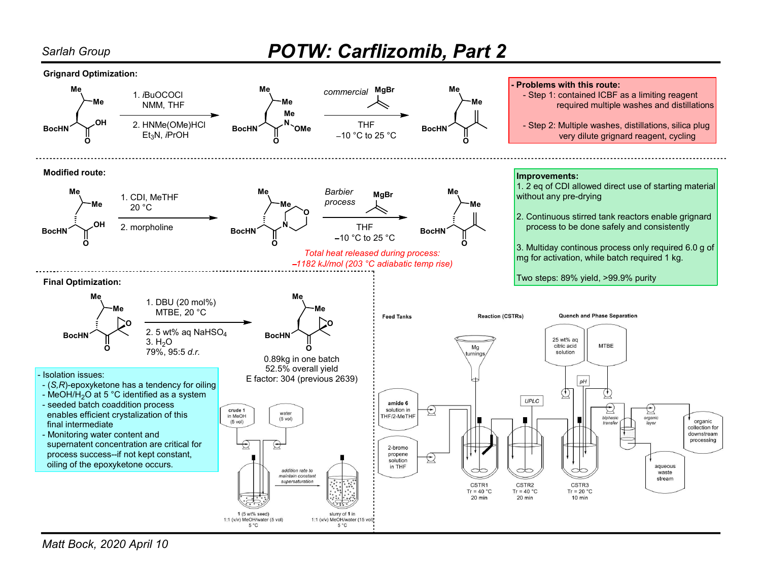# POTW: Carflizomib, Part 2

Sarlah Group

## Grignard Optimization:

1. *i*BuOCOCl, NMM, THF
2. HNMe(OMe)HCl, $Et_3N$, *i*PrOH

commercial MgBr, THF, –10 °C to 25 °C

**- Problems with this route:**

- Step 1: contained ICBF as a limiting reagent required multiple washes and distillations
- Step 2: Multiple washes, distillations, silica plug very dilute grignard reagent, cycling

## Modified route:

1. CDI, MeTHF, 20 °C
2. morpholine

*Barbier process* MgBr, THF, –10 °C to 25 °C

*Total heat released during process: –1182 kJ/mol (203 °C adiabatic temp rise)*

**Improvements:**

1. 2 eq of CDI allowed direct use of starting material without any pre-drying
2. Continuous stirred tank reactors enable grignard process to be done safely and consistently
3. Multiday continous process only required 6.0 g of mg for activation, while batch required 1 kg.

Two steps: 89% yield, >99.9% purity

## Final Optimization:

1. DBU (20 mol%), MTBE, 20 °C
2. 5 wt% aq $NaHSO_4$
3. $H_2O$

79%, 95:5 *d.r.*

0.89kg in one batch
52.5% overall yield
E factor: 304 (previous 2639)

- Isolation issues:
  - (*S,R*)-epoxyketone has a tendency for oiling
  - MeOH/$H_2O$ at 5 °C identified as a system
  - seeded batch coaddition process enables efficient crystalization of this final intermediate
  - Monitoring water content and supernatent concentration are critical for process success--if not kept constant, oiling of the epoxyketone occurs.

crude 1 in MeOH (5 vol)
water (5 vol)
addition rate to maintain constant supersaturation
1 (5 wt% seed) 1:1 (v/v) MeOH/water (5 vol) 5 °C
slurry of 1 in 1:1 (v/v) MeOH/water (15 vol) 5 °C

Feed Tanks
Reaction (CSTRs)
Quench and Phase Separation
Mg turnings
amide 6 solution in THF/2-MeTHF
2-bromo propene solution in THF
UPLC
25 wt% aq citric acid solution
MTBE
pH
biphasic transfer
organic layer
organic collection for downstream processing
aqueous waste stream
CSTR1 Tr = 40 °C 20 min
CSTR2 Tr = 40 °C 20 min
CSTR3 Tr = 20 °C 10 min

Matt Bock, 2020 April 10